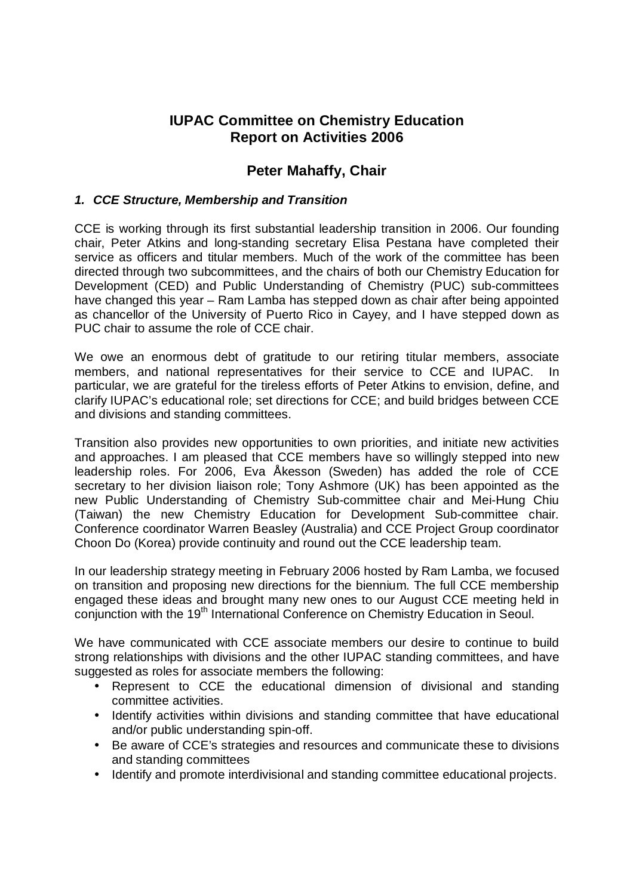# IUPAC Committee on Chemistry Education
# Report on Activities 2006

## Peter Mahaffy, Chair

### *1. CCE Structure, Membership and Transition*

CCE is working through its first substantial leadership transition in 2006. Our founding chair, Peter Atkins and long-standing secretary Elisa Pestana have completed their service as officers and titular members. Much of the work of the committee has been directed through two subcommittees, and the chairs of both our Chemistry Education for Development (CED) and Public Understanding of Chemistry (PUC) sub-committees have changed this year – Ram Lamba has stepped down as chair after being appointed as chancellor of the University of Puerto Rico in Cayey, and I have stepped down as PUC chair to assume the role of CCE chair.

We owe an enormous debt of gratitude to our retiring titular members, associate members, and national representatives for their service to CCE and IUPAC. In particular, we are grateful for the tireless efforts of Peter Atkins to envision, define, and clarify IUPAC's educational role; set directions for CCE; and build bridges between CCE and divisions and standing committees.

Transition also provides new opportunities to own priorities, and initiate new activities and approaches. I am pleased that CCE members have so willingly stepped into new leadership roles. For 2006, Eva Åkesson (Sweden) has added the role of CCE secretary to her division liaison role; Tony Ashmore (UK) has been appointed as the new Public Understanding of Chemistry Sub-committee chair and Mei-Hung Chiu (Taiwan) the new Chemistry Education for Development Sub-committee chair. Conference coordinator Warren Beasley (Australia) and CCE Project Group coordinator Choon Do (Korea) provide continuity and round out the CCE leadership team.

In our leadership strategy meeting in February 2006 hosted by Ram Lamba, we focused on transition and proposing new directions for the biennium. The full CCE membership engaged these ideas and brought many new ones to our August CCE meeting held in conjunction with the 19th International Conference on Chemistry Education in Seoul.

We have communicated with CCE associate members our desire to continue to build strong relationships with divisions and the other IUPAC standing committees, and have suggested as roles for associate members the following:

- Represent to CCE the educational dimension of divisional and standing committee activities.
- Identify activities within divisions and standing committee that have educational and/or public understanding spin-off.
- Be aware of CCE's strategies and resources and communicate these to divisions and standing committees
- Identify and promote interdivisional and standing committee educational projects.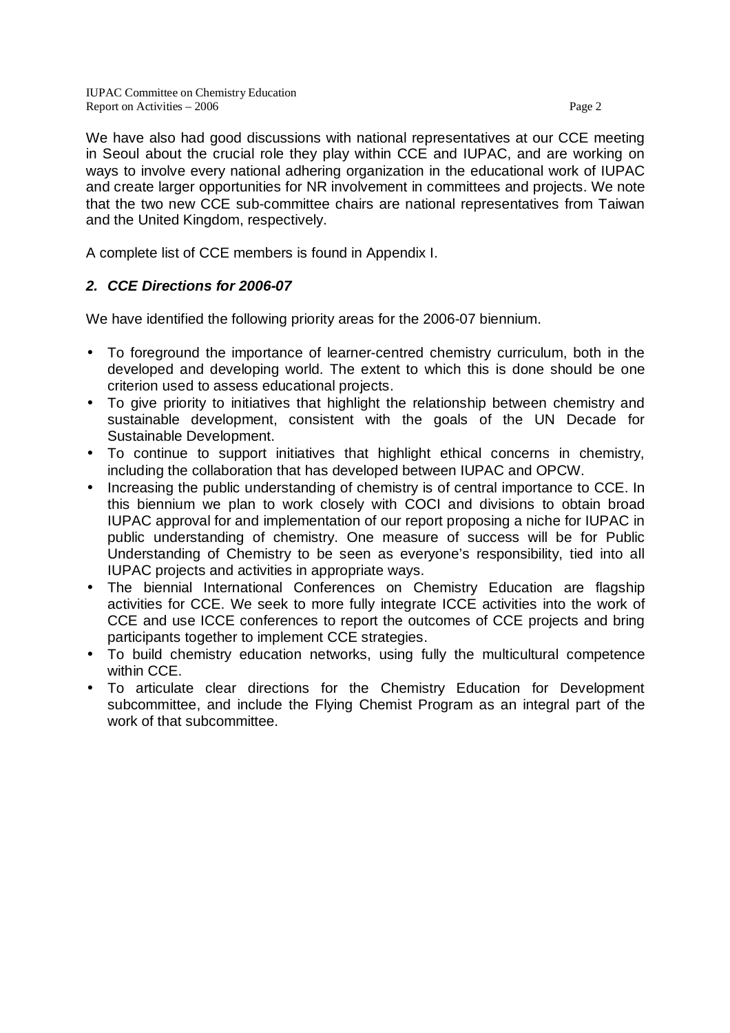We have also had good discussions with national representatives at our CCE meeting in Seoul about the crucial role they play within CCE and IUPAC, and are working on ways to involve every national adhering organization in the educational work of IUPAC and create larger opportunities for NR involvement in committees and projects. We note that the two new CCE sub-committee chairs are national representatives from Taiwan and the United Kingdom, respectively.

A complete list of CCE members is found in Appendix I.

## *2. CCE Directions for 2006-07*

We have identified the following priority areas for the 2006-07 biennium.

- To foreground the importance of learner-centred chemistry curriculum, both in the developed and developing world. The extent to which this is done should be one criterion used to assess educational projects.
- To give priority to initiatives that highlight the relationship between chemistry and sustainable development, consistent with the goals of the UN Decade for Sustainable Development.
- To continue to support initiatives that highlight ethical concerns in chemistry, including the collaboration that has developed between IUPAC and OPCW.
- Increasing the public understanding of chemistry is of central importance to CCE. In this biennium we plan to work closely with COCI and divisions to obtain broad IUPAC approval for and implementation of our report proposing a niche for IUPAC in public understanding of chemistry. One measure of success will be for Public Understanding of Chemistry to be seen as everyone's responsibility, tied into all IUPAC projects and activities in appropriate ways.
- The biennial International Conferences on Chemistry Education are flagship activities for CCE. We seek to more fully integrate ICCE activities into the work of CCE and use ICCE conferences to report the outcomes of CCE projects and bring participants together to implement CCE strategies.
- To build chemistry education networks, using fully the multicultural competence within CCE.
- To articulate clear directions for the Chemistry Education for Development subcommittee, and include the Flying Chemist Program as an integral part of the work of that subcommittee.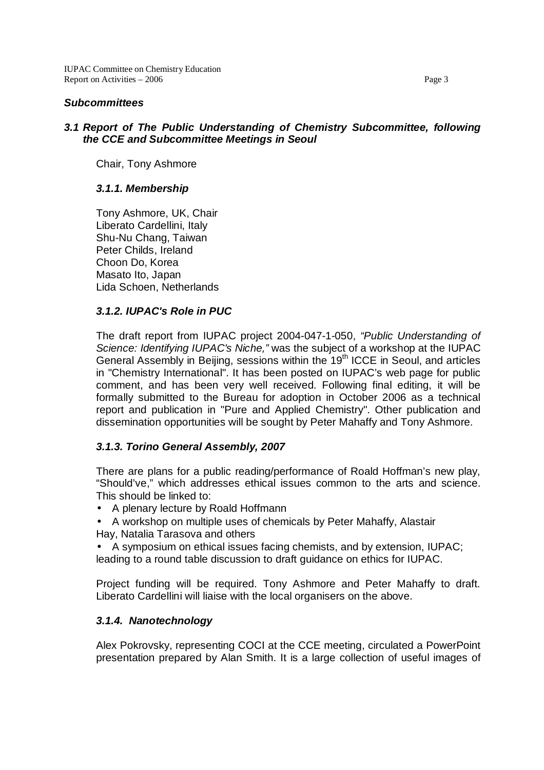### *Subcommittees*

### *3.1 Report of The Public Understanding of Chemistry Subcommittee, following the CCE and Subcommittee Meetings in Seoul*

Chair, Tony Ashmore

#### *3.1.1. Membership*

Tony Ashmore, UK, Chair
Liberato Cardellini, Italy
Shu-Nu Chang, Taiwan
Peter Childs, Ireland
Choon Do, Korea
Masato Ito, Japan
Lida Schoen, Netherlands

#### *3.1.2. IUPAC's Role in PUC*

The draft report from IUPAC project 2004-047-1-050, *"Public Understanding of Science: Identifying IUPAC's Niche,"* was the subject of a workshop at the IUPAC General Assembly in Beijing, sessions within the 19th ICCE in Seoul, and articles in "Chemistry International". It has been posted on IUPAC's web page for public comment, and has been very well received. Following final editing, it will be formally submitted to the Bureau for adoption in October 2006 as a technical report and publication in "Pure and Applied Chemistry". Other publication and dissemination opportunities will be sought by Peter Mahaffy and Tony Ashmore.

#### *3.1.3. Torino General Assembly, 2007*

There are plans for a public reading/performance of Roald Hoffman's new play, "Should've," which addresses ethical issues common to the arts and science. This should be linked to:

- A plenary lecture by Roald Hoffmann
- A workshop on multiple uses of chemicals by Peter Mahaffy, Alastair Hay, Natalia Tarasova and others
- A symposium on ethical issues facing chemists, and by extension, IUPAC; leading to a round table discussion to draft guidance on ethics for IUPAC.

Project funding will be required. Tony Ashmore and Peter Mahaffy to draft. Liberato Cardellini will liaise with the local organisers on the above.

#### *3.1.4. Nanotechnology*

Alex Pokrovsky, representing COCI at the CCE meeting, circulated a PowerPoint presentation prepared by Alan Smith. It is a large collection of useful images of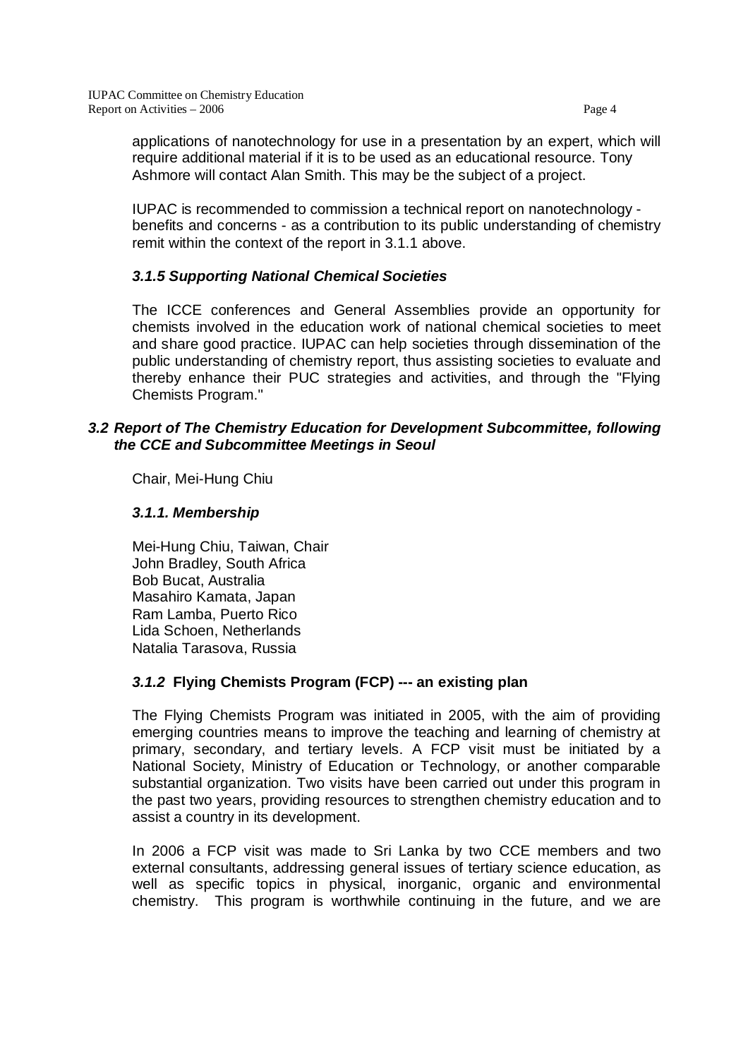applications of nanotechnology for use in a presentation by an expert, which will require additional material if it is to be used as an educational resource. Tony Ashmore will contact Alan Smith. This may be the subject of a project.

IUPAC is recommended to commission a technical report on nanotechnology - benefits and concerns - as a contribution to its public understanding of chemistry remit within the context of the report in 3.1.1 above.

#### *3.1.5 Supporting National Chemical Societies*

The ICCE conferences and General Assemblies provide an opportunity for chemists involved in the education work of national chemical societies to meet and share good practice. IUPAC can help societies through dissemination of the public understanding of chemistry report, thus assisting societies to evaluate and thereby enhance their PUC strategies and activities, and through the "Flying Chemists Program."

### *3.2 Report of The Chemistry Education for Development Subcommittee, following the CCE and Subcommittee Meetings in Seoul*

Chair, Mei-Hung Chiu

#### *3.1.1. Membership*

Mei-Hung Chiu, Taiwan, Chair
John Bradley, South Africa
Bob Bucat, Australia
Masahiro Kamata, Japan
Ram Lamba, Puerto Rico
Lida Schoen, Netherlands
Natalia Tarasova, Russia

#### ***3.1.2*** **Flying Chemists Program (FCP) --- an existing plan**

The Flying Chemists Program was initiated in 2005, with the aim of providing emerging countries means to improve the teaching and learning of chemistry at primary, secondary, and tertiary levels. A FCP visit must be initiated by a National Society, Ministry of Education or Technology, or another comparable substantial organization. Two visits have been carried out under this program in the past two years, providing resources to strengthen chemistry education and to assist a country in its development.

In 2006 a FCP visit was made to Sri Lanka by two CCE members and two external consultants, addressing general issues of tertiary science education, as well as specific topics in physical, inorganic, organic and environmental chemistry. This program is worthwhile continuing in the future, and we are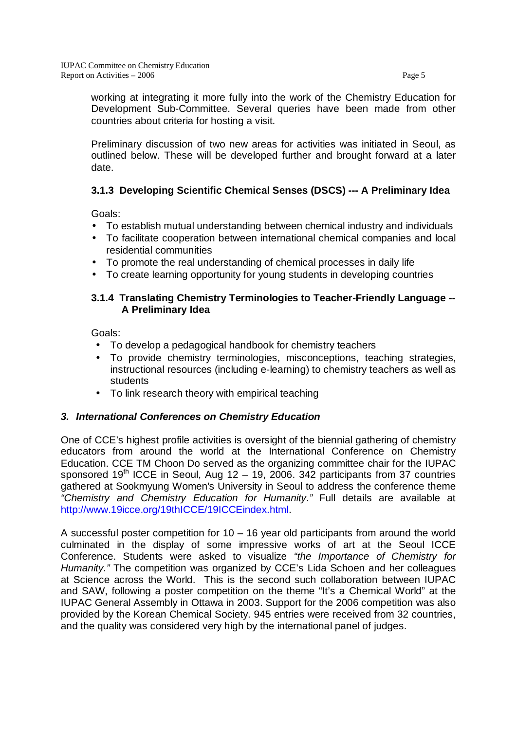working at integrating it more fully into the work of the Chemistry Education for Development Sub-Committee. Several queries have been made from other countries about criteria for hosting a visit.

Preliminary discussion of two new areas for activities was initiated in Seoul, as outlined below. These will be developed further and brought forward at a later date.

#### 3.1.3 Developing Scientific Chemical Senses (DSCS) --- A Preliminary Idea

Goals:

- To establish mutual understanding between chemical industry and individuals
- To facilitate cooperation between international chemical companies and local residential communities
- To promote the real understanding of chemical processes in daily life
- To create learning opportunity for young students in developing countries

#### 3.1.4 Translating Chemistry Terminologies to Teacher-Friendly Language -- A Preliminary Idea

Goals:

- To develop a pedagogical handbook for chemistry teachers
- To provide chemistry terminologies, misconceptions, teaching strategies, instructional resources (including e-learning) to chemistry teachers as well as students
- To link research theory with empirical teaching

### *3. International Conferences on Chemistry Education*

One of CCE's highest profile activities is oversight of the biennial gathering of chemistry educators from around the world at the International Conference on Chemistry Education. CCE TM Choon Do served as the organizing committee chair for the IUPAC sponsored 19th ICCE in Seoul, Aug 12 – 19, 2006. 342 participants from 37 countries gathered at Sookmyung Women's University in Seoul to address the conference theme *"Chemistry and Chemistry Education for Humanity."* Full details are available at http://www.19icce.org/19thICCE/19ICCEindex.html.

A successful poster competition for 10 – 16 year old participants from around the world culminated in the display of some impressive works of art at the Seoul ICCE Conference. Students were asked to visualize *"the Importance of Chemistry for Humanity."* The competition was organized by CCE's Lida Schoen and her colleagues at Science across the World. This is the second such collaboration between IUPAC and SAW, following a poster competition on the theme "It's a Chemical World" at the IUPAC General Assembly in Ottawa in 2003. Support for the 2006 competition was also provided by the Korean Chemical Society. 945 entries were received from 32 countries, and the quality was considered very high by the international panel of judges.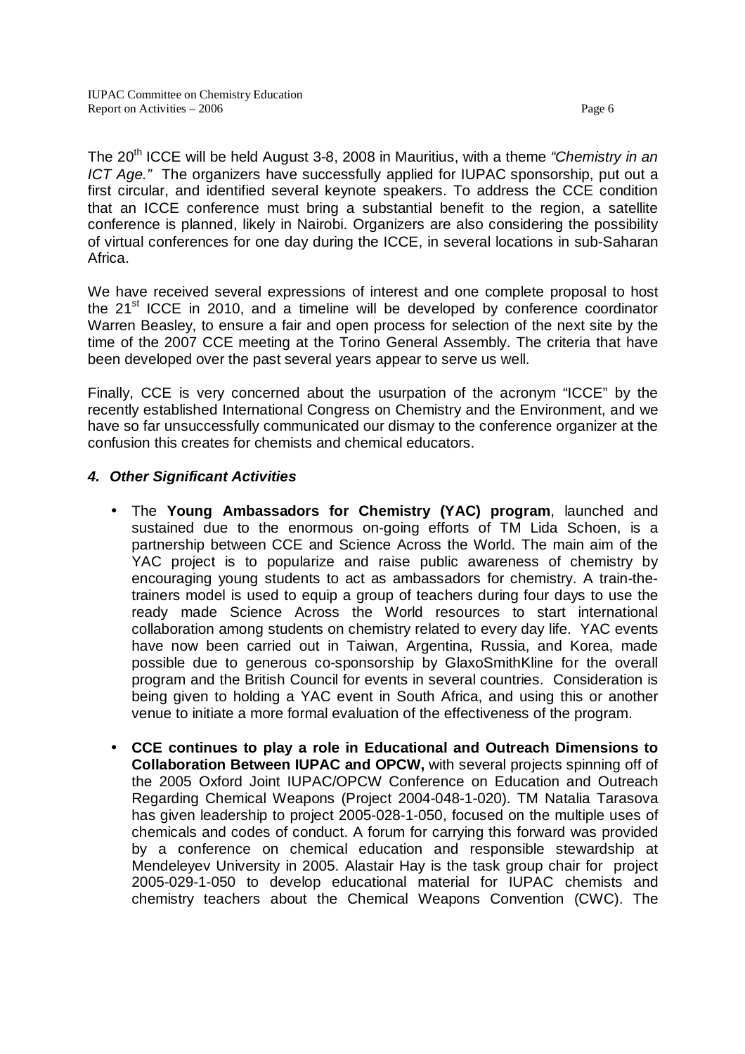The 20th ICCE will be held August 3-8, 2008 in Mauritius, with a theme *"Chemistry in an ICT Age."* The organizers have successfully applied for IUPAC sponsorship, put out a first circular, and identified several keynote speakers. To address the CCE condition that an ICCE conference must bring a substantial benefit to the region, a satellite conference is planned, likely in Nairobi. Organizers are also considering the possibility of virtual conferences for one day during the ICCE, in several locations in sub-Saharan Africa.

We have received several expressions of interest and one complete proposal to host the 21st ICCE in 2010, and a timeline will be developed by conference coordinator Warren Beasley, to ensure a fair and open process for selection of the next site by the time of the 2007 CCE meeting at the Torino General Assembly. The criteria that have been developed over the past several years appear to serve us well.

Finally, CCE is very concerned about the usurpation of the acronym "ICCE" by the recently established International Congress on Chemistry and the Environment, and we have so far unsuccessfully communicated our dismay to the conference organizer at the confusion this creates for chemists and chemical educators.

### *4. Other Significant Activities*

- The **Young Ambassadors for Chemistry (YAC) program**, launched and sustained due to the enormous on-going efforts of TM Lida Schoen, is a partnership between CCE and Science Across the World. The main aim of the YAC project is to popularize and raise public awareness of chemistry by encouraging young students to act as ambassadors for chemistry. A train-the-trainers model is used to equip a group of teachers during four days to use the ready made Science Across the World resources to start international collaboration among students on chemistry related to every day life. YAC events have now been carried out in Taiwan, Argentina, Russia, and Korea, made possible due to generous co-sponsorship by GlaxoSmithKline for the overall program and the British Council for events in several countries. Consideration is being given to holding a YAC event in South Africa, and using this or another venue to initiate a more formal evaluation of the effectiveness of the program.

- **CCE continues to play a role in Educational and Outreach Dimensions to Collaboration Between IUPAC and OPCW,** with several projects spinning off of the 2005 Oxford Joint IUPAC/OPCW Conference on Education and Outreach Regarding Chemical Weapons (Project 2004-048-1-020). TM Natalia Tarasova has given leadership to project 2005-028-1-050, focused on the multiple uses of chemicals and codes of conduct. A forum for carrying this forward was provided by a conference on chemical education and responsible stewardship at Mendeleyev University in 2005. Alastair Hay is the task group chair for project 2005-029-1-050 to develop educational material for IUPAC chemists and chemistry teachers about the Chemical Weapons Convention (CWC). The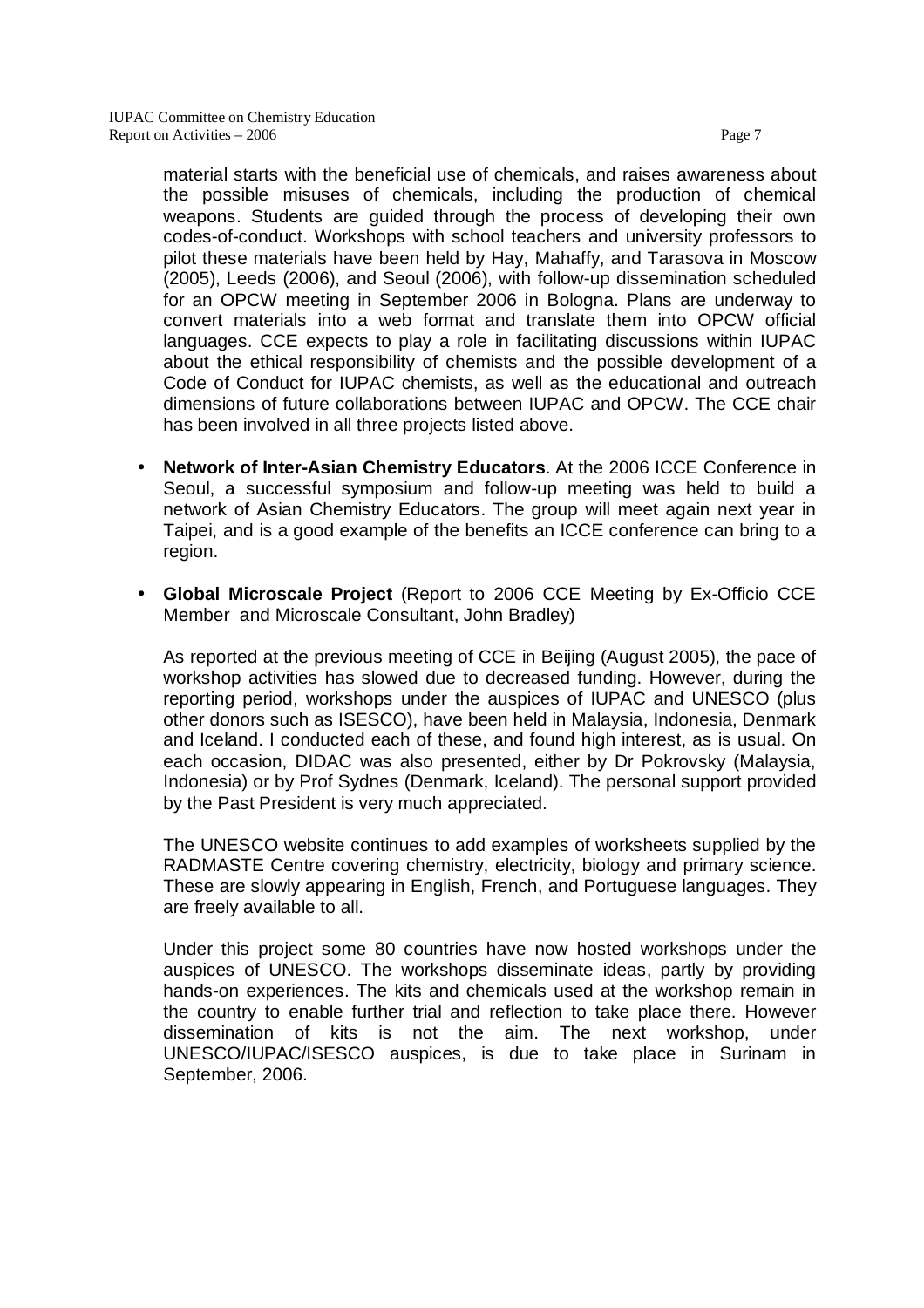material starts with the beneficial use of chemicals, and raises awareness about the possible misuses of chemicals, including the production of chemical weapons. Students are guided through the process of developing their own codes-of-conduct. Workshops with school teachers and university professors to pilot these materials have been held by Hay, Mahaffy, and Tarasova in Moscow (2005), Leeds (2006), and Seoul (2006), with follow-up dissemination scheduled for an OPCW meeting in September 2006 in Bologna. Plans are underway to convert materials into a web format and translate them into OPCW official languages. CCE expects to play a role in facilitating discussions within IUPAC about the ethical responsibility of chemists and the possible development of a Code of Conduct for IUPAC chemists, as well as the educational and outreach dimensions of future collaborations between IUPAC and OPCW. The CCE chair has been involved in all three projects listed above.

- **Network of Inter-Asian Chemistry Educators**. At the 2006 ICCE Conference in Seoul, a successful symposium and follow-up meeting was held to build a network of Asian Chemistry Educators. The group will meet again next year in Taipei, and is a good example of the benefits an ICCE conference can bring to a region.

- **Global Microscale Project** (Report to 2006 CCE Meeting by Ex-Officio CCE Member and Microscale Consultant, John Bradley)

  As reported at the previous meeting of CCE in Beijing (August 2005), the pace of workshop activities has slowed due to decreased funding. However, during the reporting period, workshops under the auspices of IUPAC and UNESCO (plus other donors such as ISESCO), have been held in Malaysia, Indonesia, Denmark and Iceland. I conducted each of these, and found high interest, as is usual. On each occasion, DIDAC was also presented, either by Dr Pokrovsky (Malaysia, Indonesia) or by Prof Sydnes (Denmark, Iceland). The personal support provided by the Past President is very much appreciated.

  The UNESCO website continues to add examples of worksheets supplied by the RADMASTE Centre covering chemistry, electricity, biology and primary science. These are slowly appearing in English, French, and Portuguese languages. They are freely available to all.

  Under this project some 80 countries have now hosted workshops under the auspices of UNESCO. The workshops disseminate ideas, partly by providing hands-on experiences. The kits and chemicals used at the workshop remain in the country to enable further trial and reflection to take place there. However dissemination of kits is not the aim. The next workshop, under UNESCO/IUPAC/ISESCO auspices, is due to take place in Surinam in September, 2006.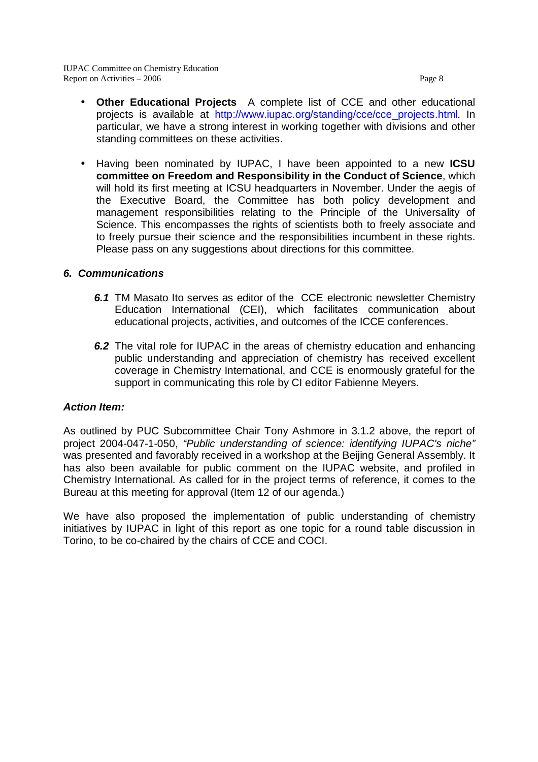- **Other Educational Projects** A complete list of CCE and other educational projects is available at http://www.iupac.org/standing/cce/cce_projects.html. In particular, we have a strong interest in working together with divisions and other standing committees on these activities.

- Having been nominated by IUPAC, I have been appointed to a new **ICSU committee on Freedom and Responsibility in the Conduct of Science**, which will hold its first meeting at ICSU headquarters in November. Under the aegis of the Executive Board, the Committee has both policy development and management responsibilities relating to the Principle of the Universality of Science. This encompasses the rights of scientists both to freely associate and to freely pursue their science and the responsibilities incumbent in these rights. Please pass on any suggestions about directions for this committee.

### *6. Communications*

***6.1*** TM Masato Ito serves as editor of the CCE electronic newsletter Chemistry Education International (CEI), which facilitates communication about educational projects, activities, and outcomes of the ICCE conferences.

***6.2*** The vital role for IUPAC in the areas of chemistry education and enhancing public understanding and appreciation of chemistry has received excellent coverage in Chemistry International, and CCE is enormously grateful for the support in communicating this role by CI editor Fabienne Meyers.

### *Action Item:*

As outlined by PUC Subcommittee Chair Tony Ashmore in 3.1.2 above, the report of project 2004-047-1-050, *"Public understanding of science: identifying IUPAC's niche"* was presented and favorably received in a workshop at the Beijing General Assembly. It has also been available for public comment on the IUPAC website, and profiled in Chemistry International. As called for in the project terms of reference, it comes to the Bureau at this meeting for approval (Item 12 of our agenda.)

We have also proposed the implementation of public understanding of chemistry initiatives by IUPAC in light of this report as one topic for a round table discussion in Torino, to be co-chaired by the chairs of CCE and COCI.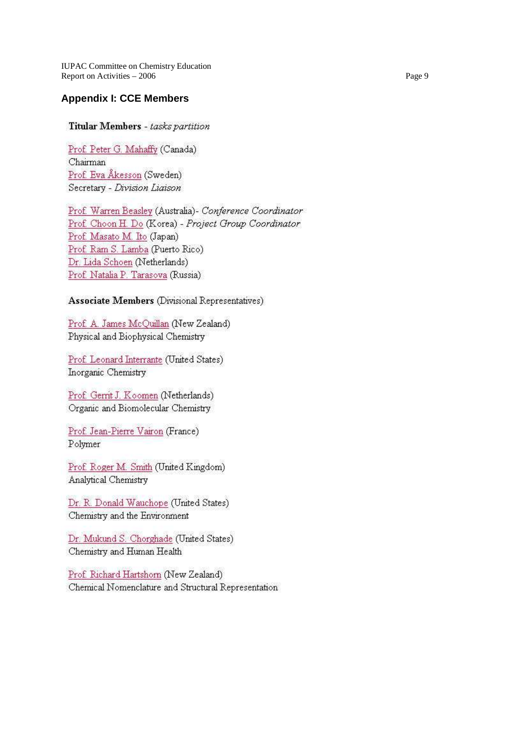## Appendix I: CCE Members

**Titular Members** - *tasks partition*

Prof. Peter G. Mahaffy (Canada)
Chairman
Prof. Eva Åkesson (Sweden)
Secretary - *Division Liaison*

Prof. Warren Beasley (Australia)- *Conference Coordinator*
Prof. Choon H. Do (Korea) - *Project Group Coordinator*
Prof. Masato M. Ito (Japan)
Prof. Ram S. Lamba (Puerto Rico)
Dr. Lida Schoen (Netherlands)
Prof. Natalia P. Tarasova (Russia)

**Associate Members** (Divisional Representatives)

Prof. A. James McQuillan (New Zealand)
Physical and Biophysical Chemistry

Prof. Leonard Interrante (United States)
Inorganic Chemistry

Prof. Gerrit J. Koomen (Netherlands)
Organic and Biomolecular Chemistry

Prof. Jean-Pierre Vairon (France)
Polymer

Prof. Roger M. Smith (United Kingdom)
Analytical Chemistry

Dr. R. Donald Wauchope (United States)
Chemistry and the Environment

Dr. Mukund S. Chorghade (United States)
Chemistry and Human Health

Prof. Richard Hartshorn (New Zealand)
Chemical Nomenclature and Structural Representation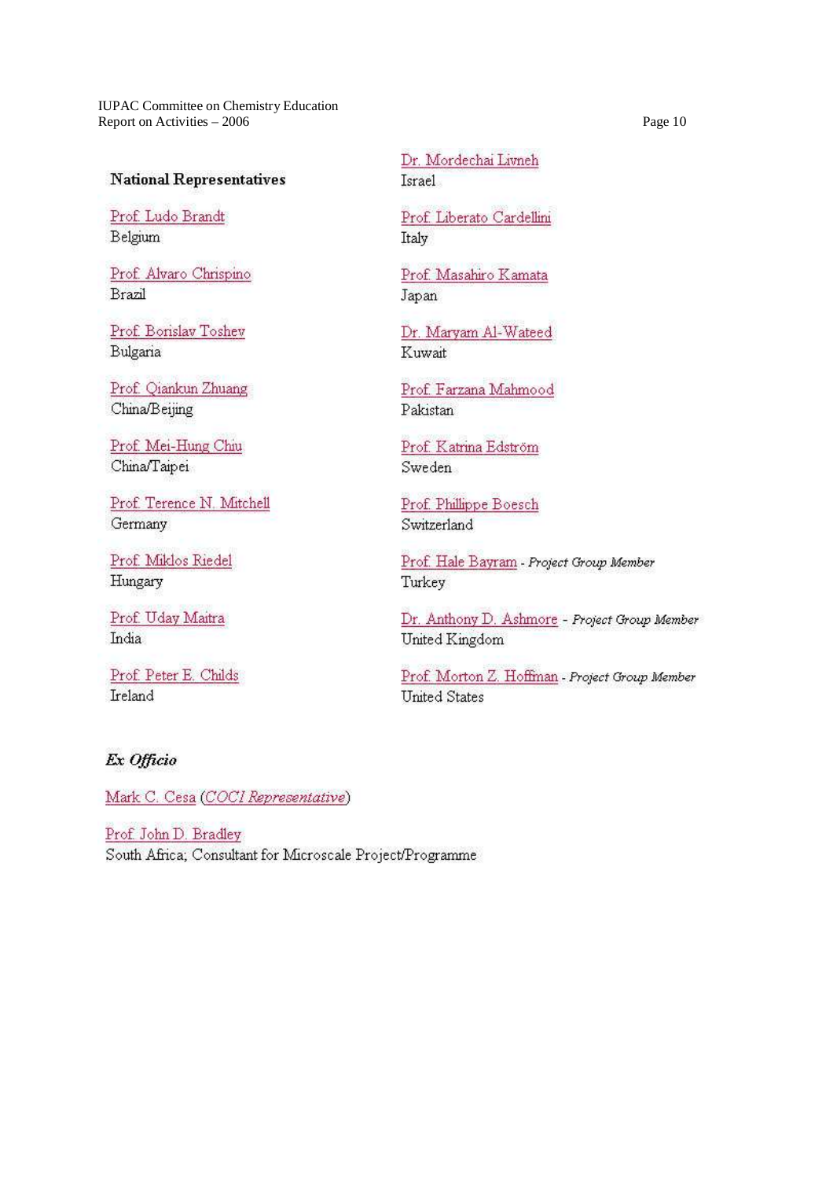### National Representatives

Prof. Ludo Brandt
Belgium

Prof. Alvaro Chrispino
Brazil

Prof. Borislav Toshev
Bulgaria

Prof. Qiankun Zhuang
China/Beijing

Prof. Mei-Hung Chiu
China/Taipei

Prof. Terence N. Mitchell
Germany

Prof. Miklos Riedel
Hungary

Prof. Uday Maitra
India

Prof. Peter E. Childs
Ireland

Dr. Mordechai Livneh
Israel

Prof. Liberato Cardellini
Italy

Prof. Masahiro Kamata
Japan

Dr. Maryam Al-Wateed
Kuwait

Prof. Farzana Mahmood
Pakistan

Prof. Katrina Edström
Sweden

Prof. Phillippe Boesch
Switzerland

Prof. Hale Bayram - *Project Group Member*
Turkey

Dr. Anthony D. Ashmore - *Project Group Member*
United Kingdom

Prof. Morton Z. Hoffman - *Project Group Member*
United States

### *Ex Officio*

Mark C. Cesa (*COCI Representative*)

Prof. John D. Bradley
South Africa; Consultant for Microscale Project/Programme